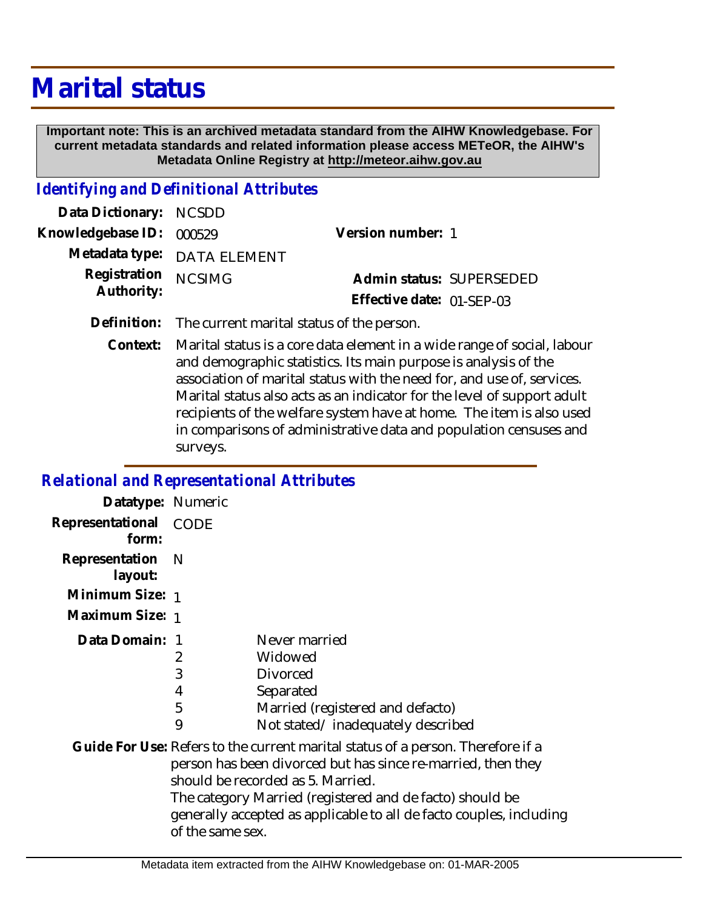# Marital status

**Important note: This is an archived metadata standard from the AIHW Knowledgebase. For current metadata standards and related information please access METeOR, the AIHW's Metadata Online Registry at http://meteor.aihw.gov.au**

## *Identifying and Definitional Attributes*

**Data Dictionary:** NCSDD

**Knowledgebase ID:** 000529 **Version number:** 1

**Metadata type:** DATA ELEMENT

**Registration Authority:** NCSIMG

**Admin status:** SUPERSEDED

**Effective date:** 01-SEP-03

**Definition:** The current marital status of the person.

**Context:** Marital status is a core data element in a wide range of social, labour and demographic statistics. Its main purpose is analysis of the association of marital status with the need for, and use of, services. Marital status also acts as an indicator for the level of support adult recipients of the welfare system have at home. The item is also used in comparisons of administrative data and population censuses and surveys.

## *Relational and Representational Attributes*

**Datatype:** Numeric

**Representational form:** CODE

**Representation layout:** N

**Minimum Size:** 1

**Maximum Size:** 1

**Data Domain:**

| Code | Description |
|---|---|
| 1 | Never married |
| 2 | Widowed |
| 3 | Divorced |
| 4 | Separated |
| 5 | Married (registered and defacto) |
| 9 | Not stated/ inadequately described |

**Guide For Use:** Refers to the current marital status of a person. Therefore if a person has been divorced but has since re-married, then they should be recorded as 5. Married.
The category Married (registered and de facto) should be generally accepted as applicable to all de facto couples, including of the same sex.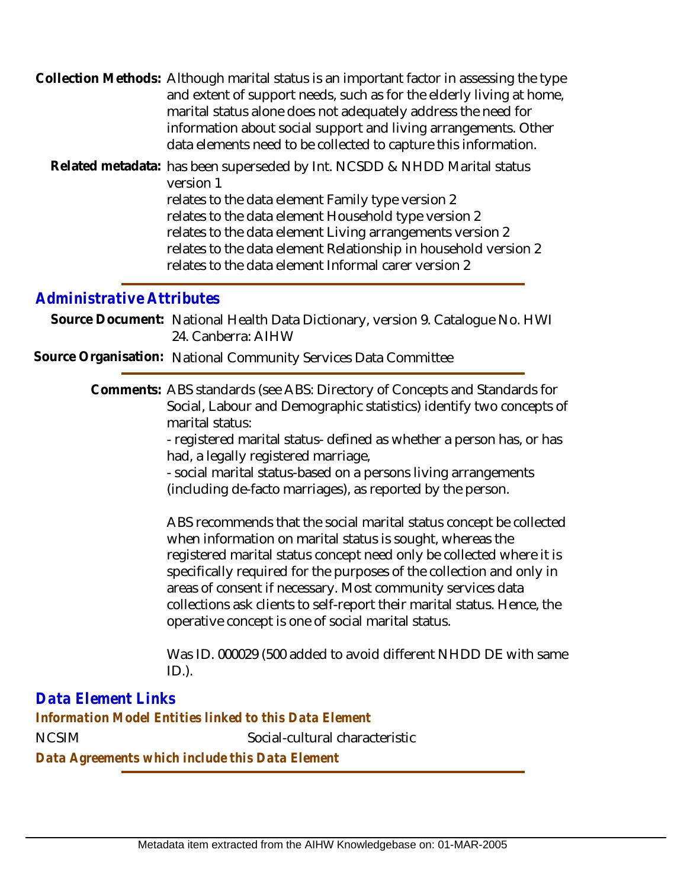**Collection Methods:** Although marital status is an important factor in assessing the type and extent of support needs, such as for the elderly living at home, marital status alone does not adequately address the need for information about social support and living arrangements. Other data elements need to be collected to capture this information.

**Related metadata:** has been superseded by Int. NCSDD & NHDD Marital status version 1
relates to the data element Family type version 2
relates to the data element Household type version 2
relates to the data element Living arrangements version 2
relates to the data element Relationship in household version 2
relates to the data element Informal carer version 2

## *Administrative Attributes*

**Source Document:** National Health Data Dictionary, version 9. Catalogue No. HWI 24. Canberra: AIHW

**Source Organisation:** National Community Services Data Committee

**Comments:** ABS standards (see ABS: Directory of Concepts and Standards for Social, Labour and Demographic statistics) identify two concepts of marital status:

- registered marital status- defined as whether a person has, or has had, a legally registered marriage,
- social marital status-based on a persons living arrangements (including de-facto marriages), as reported by the person.

ABS recommends that the social marital status concept be collected when information on marital status is sought, whereas the registered marital status concept need only be collected where it is specifically required for the purposes of the collection and only in areas of consent if necessary. Most community services data collections ask clients to self-report their marital status. Hence, the operative concept is one of social marital status.

Was ID. 000029 (500 added to avoid different NHDD DE with same ID.).

## *Data Element Links*

***Information Model Entities linked to this Data Element***

NCSIM Social-cultural characteristic

***Data Agreements which include this Data Element***